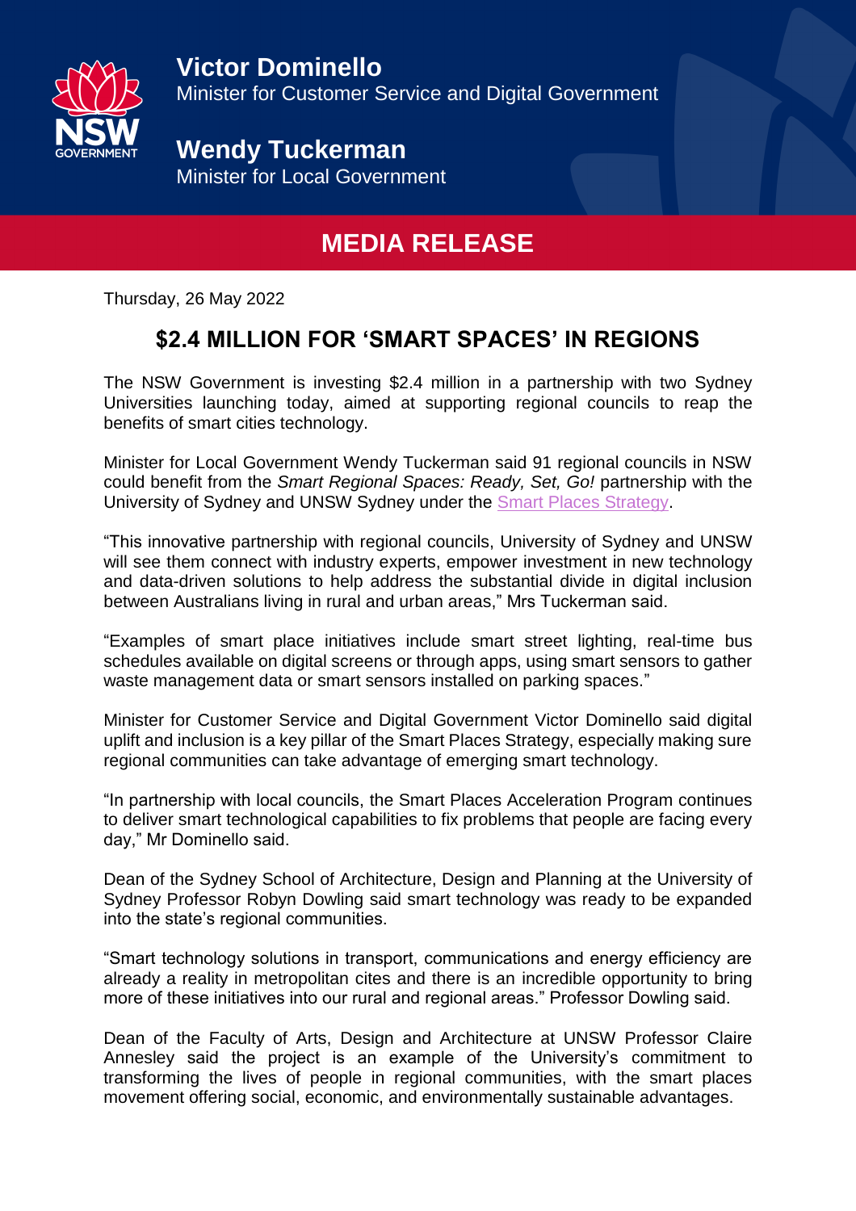**Victor Dominello**
Minister for Customer Service and Digital Government

**Wendy Tuckerman**
Minister for Local Government

# MEDIA RELEASE

Thursday, 26 May 2022

## $2.4 MILLION FOR 'SMART SPACES' IN REGIONS

The NSW Government is investing $2.4 million in a partnership with two Sydney Universities launching today, aimed at supporting regional councils to reap the benefits of smart cities technology.

Minister for Local Government Wendy Tuckerman said 91 regional councils in NSW could benefit from the *Smart Regional Spaces: Ready, Set, Go!* partnership with the University of Sydney and UNSW Sydney under the Smart Places Strategy.

"This innovative partnership with regional councils, University of Sydney and UNSW will see them connect with industry experts, empower investment in new technology and data-driven solutions to help address the substantial divide in digital inclusion between Australians living in rural and urban areas," Mrs Tuckerman said.

"Examples of smart place initiatives include smart street lighting, real-time bus schedules available on digital screens or through apps, using smart sensors to gather waste management data or smart sensors installed on parking spaces."

Minister for Customer Service and Digital Government Victor Dominello said digital uplift and inclusion is a key pillar of the Smart Places Strategy, especially making sure regional communities can take advantage of emerging smart technology.

"In partnership with local councils, the Smart Places Acceleration Program continues to deliver smart technological capabilities to fix problems that people are facing every day," Mr Dominello said.

Dean of the Sydney School of Architecture, Design and Planning at the University of Sydney Professor Robyn Dowling said smart technology was ready to be expanded into the state's regional communities.

"Smart technology solutions in transport, communications and energy efficiency are already a reality in metropolitan cites and there is an incredible opportunity to bring more of these initiatives into our rural and regional areas." Professor Dowling said.

Dean of the Faculty of Arts, Design and Architecture at UNSW Professor Claire Annesley said the project is an example of the University's commitment to transforming the lives of people in regional communities, with the smart places movement offering social, economic, and environmentally sustainable advantages.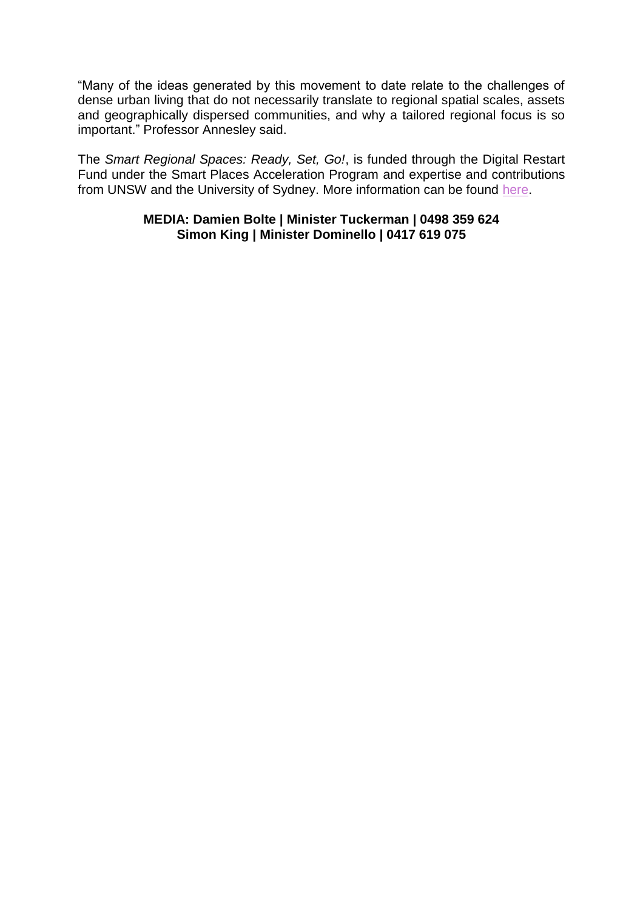"Many of the ideas generated by this movement to date relate to the challenges of dense urban living that do not necessarily translate to regional spatial scales, assets and geographically dispersed communities, and why a tailored regional focus is so important." Professor Annesley said.

The *Smart Regional Spaces: Ready, Set, Go!*, is funded through the Digital Restart Fund under the Smart Places Acceleration Program and expertise and contributions from UNSW and the University of Sydney. More information can be found here.

**MEDIA: Damien Bolte | Minister Tuckerman | 0498 359 624**
**Simon King | Minister Dominello | 0417 619 075**